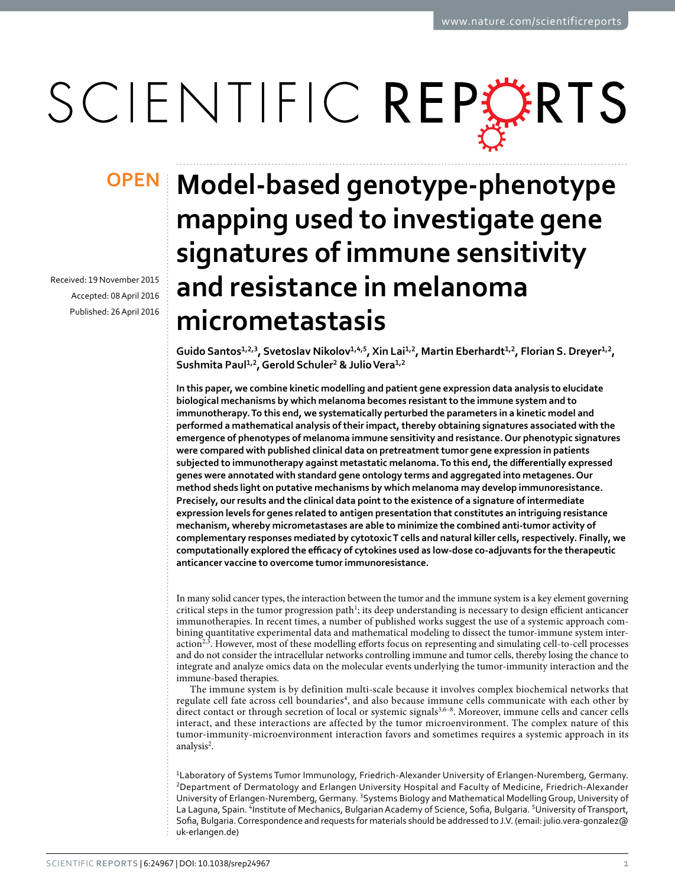OPEN

# Model-based genotype-phenotype mapping used to investigate gene signatures of immune sensitivity and resistance in melanoma micrometastasis

Received: 19 November 2015

Accepted: 08 April 2016

Published: 26 April 2016

**Guido Santos[1,2,3], Svetoslav Nikolov[1,4,5], Xin Lai[1,2], Martin Eberhardt[1,2], Florian S. Dreyer[1,2], Sushmita Paul[1,2], Gerold Schuler[2] & Julio Vera[1,2]**

**In this paper, we combine kinetic modelling and patient gene expression data analysis to elucidate biological mechanisms by which melanoma becomes resistant to the immune system and to immunotherapy. To this end, we systematically perturbed the parameters in a kinetic model and performed a mathematical analysis of their impact, thereby obtaining signatures associated with the emergence of phenotypes of melanoma immune sensitivity and resistance. Our phenotypic signatures were compared with published clinical data on pretreatment tumor gene expression in patients subjected to immunotherapy against metastatic melanoma. To this end, the differentially expressed genes were annotated with standard gene ontology terms and aggregated into metagenes. Our method sheds light on putative mechanisms by which melanoma may develop immunoresistance. Precisely, our results and the clinical data point to the existence of a signature of intermediate expression levels for genes related to antigen presentation that constitutes an intriguing resistance mechanism, whereby micrometastases are able to minimize the combined anti-tumor activity of complementary responses mediated by cytotoxic T cells and natural killer cells, respectively. Finally, we computationally explored the efficacy of cytokines used as low-dose co-adjuvants for the therapeutic anticancer vaccine to overcome tumor immunoresistance.**

In many solid cancer types, the interaction between the tumor and the immune system is a key element governing critical steps in the tumor progression path[1]; its deep understanding is necessary to design efficient anticancer immunotherapies. In recent times, a number of published works suggest the use of a systemic approach combining quantitative experimental data and mathematical modeling to dissect the tumor-immune system interaction[2,3]. However, most of these modelling efforts focus on representing and simulating cell-to-cell processes and do not consider the intracellular networks controlling immune and tumor cells, thereby losing the chance to integrate and analyze omics data on the molecular events underlying the tumor-immunity interaction and the immune-based therapies.

The immune system is by definition multi-scale because it involves complex biochemical networks that regulate cell fate across cell boundaries[4], and also because immune cells communicate with each other by direct contact or through secretion of local or systemic signals[3,6–8]. Moreover, immune cells and cancer cells interact, and these interactions are affected by the tumor microenvironment. The complex nature of this tumor-immunity-microenvironment interaction favors and sometimes requires a systemic approach in its analysis[2].

[1]Laboratory of Systems Tumor Immunology, Friedrich-Alexander University of Erlangen-Nuremberg, Germany. [2]Department of Dermatology and Erlangen University Hospital and Faculty of Medicine, Friedrich-Alexander University of Erlangen-Nuremberg, Germany. [3]Systems Biology and Mathematical Modelling Group, University of La Laguna, Spain. [4]Institute of Mechanics, Bulgarian Academy of Science, Sofia, Bulgaria. [5]University of Transport, Sofia, Bulgaria. Correspondence and requests for materials should be addressed to J.V. (email: julio.vera-gonzalez@uk-erlangen.de)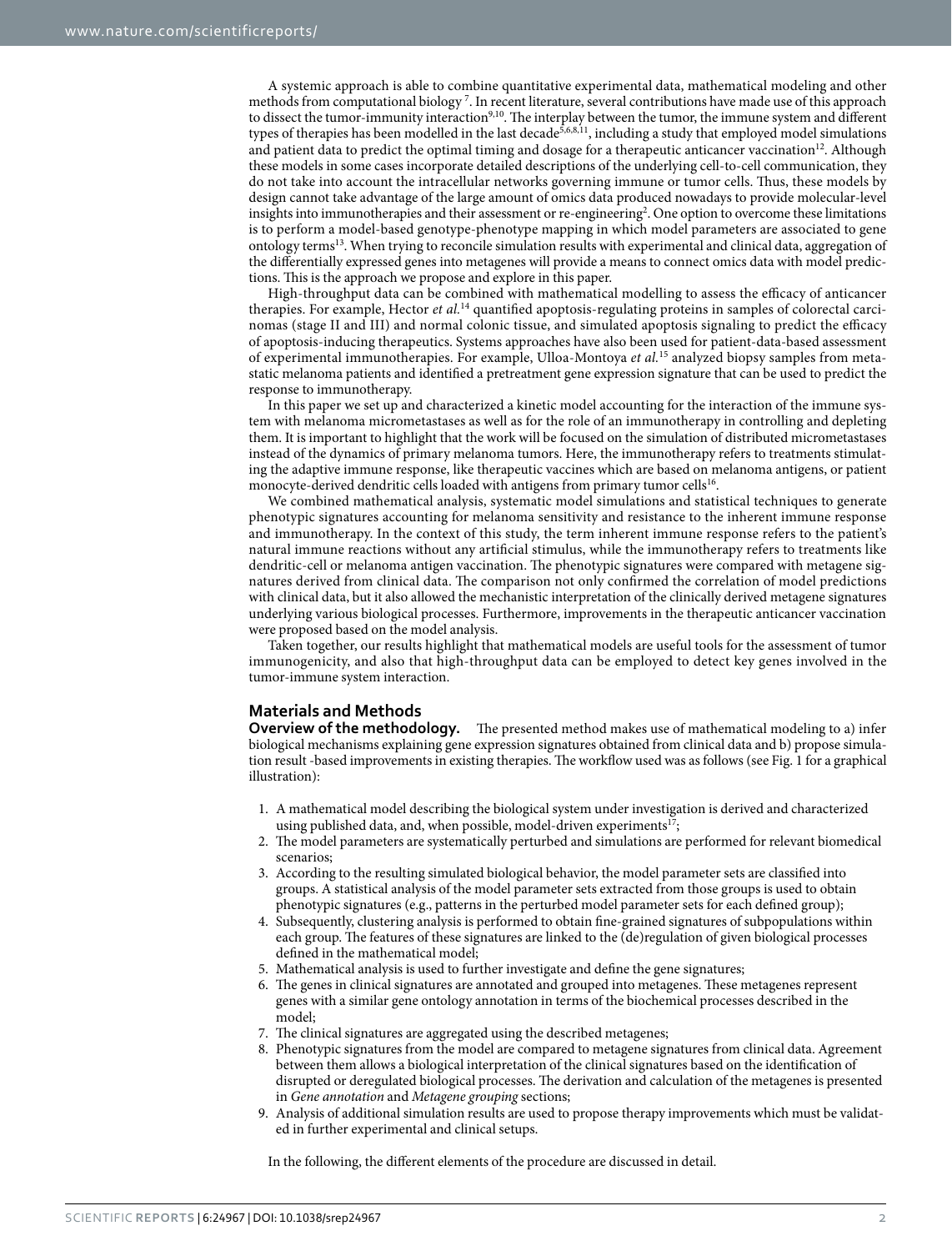A systemic approach is able to combine quantitative experimental data, mathematical modeling and other methods from computational biology [7]. In recent literature, several contributions have made use of this approach to dissect the tumor-immunity interaction[9,10]. The interplay between the tumor, the immune system and different types of therapies has been modelled in the last decade[5,6,8,11], including a study that employed model simulations and patient data to predict the optimal timing and dosage for a therapeutic anticancer vaccination[12]. Although these models in some cases incorporate detailed descriptions of the underlying cell-to-cell communication, they do not take into account the intracellular networks governing immune or tumor cells. Thus, these models by design cannot take advantage of the large amount of omics data produced nowadays to provide molecular-level insights into immunotherapies and their assessment or re-engineering[2]. One option to overcome these limitations is to perform a model-based genotype-phenotype mapping in which model parameters are associated to gene ontology terms[13]. When trying to reconcile simulation results with experimental and clinical data, aggregation of the differentially expressed genes into metagenes will provide a means to connect omics data with model predictions. This is the approach we propose and explore in this paper.

High-throughput data can be combined with mathematical modelling to assess the efficacy of anticancer therapies. For example, Hector *et al.*[14] quantified apoptosis-regulating proteins in samples of colorectal carcinomas (stage II and III) and normal colonic tissue, and simulated apoptosis signaling to predict the efficacy of apoptosis-inducing therapeutics. Systems approaches have also been used for patient-data-based assessment of experimental immunotherapies. For example, Ulloa-Montoya *et al.*[15] analyzed biopsy samples from metastatic melanoma patients and identified a pretreatment gene expression signature that can be used to predict the response to immunotherapy.

In this paper we set up and characterized a kinetic model accounting for the interaction of the immune system with melanoma micrometastases as well as for the role of an immunotherapy in controlling and depleting them. It is important to highlight that the work will be focused on the simulation of distributed micrometastases instead of the dynamics of primary melanoma tumors. Here, the immunotherapy refers to treatments stimulating the adaptive immune response, like therapeutic vaccines which are based on melanoma antigens, or patient monocyte-derived dendritic cells loaded with antigens from primary tumor cells[16].

We combined mathematical analysis, systematic model simulations and statistical techniques to generate phenotypic signatures accounting for melanoma sensitivity and resistance to the inherent immune response and immunotherapy. In the context of this study, the term inherent immune response refers to the patient's natural immune reactions without any artificial stimulus, while the immunotherapy refers to treatments like dendritic-cell or melanoma antigen vaccination. The phenotypic signatures were compared with metagene signatures derived from clinical data. The comparison not only confirmed the correlation of model predictions with clinical data, but it also allowed the mechanistic interpretation of the clinically derived metagene signatures underlying various biological processes. Furthermore, improvements in the therapeutic anticancer vaccination were proposed based on the model analysis.

Taken together, our results highlight that mathematical models are useful tools for the assessment of tumor immunogenicity, and also that high-throughput data can be employed to detect key genes involved in the tumor-immune system interaction.

## Materials and Methods

**Overview of the methodology.** The presented method makes use of mathematical modeling to a) infer biological mechanisms explaining gene expression signatures obtained from clinical data and b) propose simulation result -based improvements in existing therapies. The workflow used was as follows (see Fig. 1 for a graphical illustration):

1. A mathematical model describing the biological system under investigation is derived and characterized using published data, and, when possible, model-driven experiments[17];
2. The model parameters are systematically perturbed and simulations are performed for relevant biomedical scenarios;
3. According to the resulting simulated biological behavior, the model parameter sets are classified into groups. A statistical analysis of the model parameter sets extracted from those groups is used to obtain phenotypic signatures (e.g., patterns in the perturbed model parameter sets for each defined group);
4. Subsequently, clustering analysis is performed to obtain fine-grained signatures of subpopulations within each group. The features of these signatures are linked to the (de)regulation of given biological processes defined in the mathematical model;
5. Mathematical analysis is used to further investigate and define the gene signatures;
6. The genes in clinical signatures are annotated and grouped into metagenes. These metagenes represent genes with a similar gene ontology annotation in terms of the biochemical processes described in the model;
7. The clinical signatures are aggregated using the described metagenes;
8. Phenotypic signatures from the model are compared to metagene signatures from clinical data. Agreement between them allows a biological interpretation of the clinical signatures based on the identification of disrupted or deregulated biological processes. The derivation and calculation of the metagenes is presented in *Gene annotation* and *Metagene grouping* sections;
9. Analysis of additional simulation results are used to propose therapy improvements which must be validated in further experimental and clinical setups.

In the following, the different elements of the procedure are discussed in detail.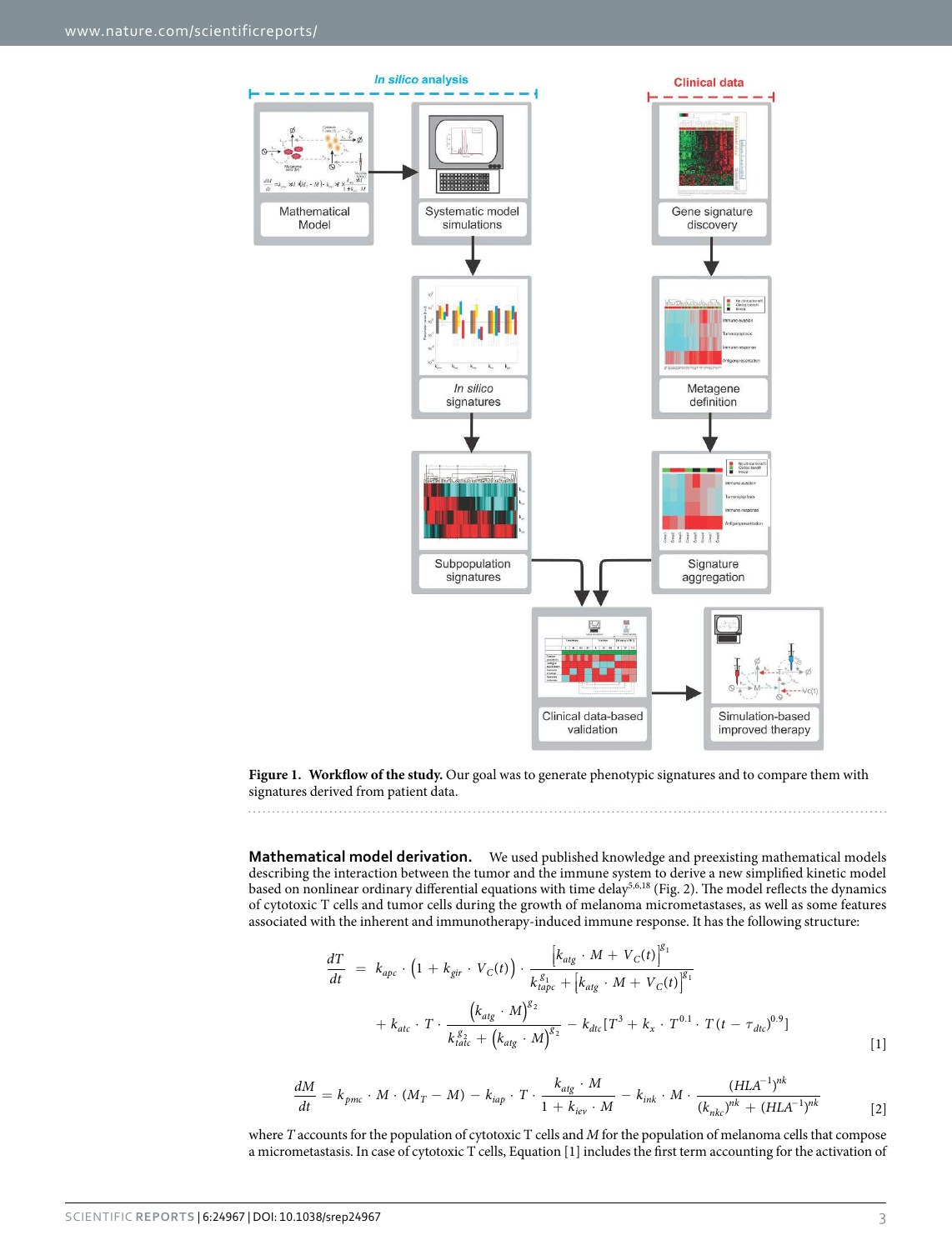**Figure 1. Workflow of the study.** Our goal was to generate phenotypic signatures and to compare them with signatures derived from patient data.

**Mathematical model derivation.** We used published knowledge and preexisting mathematical models describing the interaction between the tumor and the immune system to derive a new simplified kinetic model based on nonlinear ordinary differential equations with time delay[5,6,18] (Fig. 2). The model reflects the dynamics of cytotoxic T cells and tumor cells during the growth of melanoma micrometastases, as well as some features associated with the inherent and immunotherapy-induced immune response. It has the following structure:

$$\frac{dT}{dt} = k_{apc} \cdot \left(1 + k_{gir} \cdot V_C(t)\right) \cdot \frac{\left[k_{atg} \cdot M + V_C(t)\right]^{g_1}}{k_{tapc}^{g_1} + \left[k_{atg} \cdot M + V_C(t)\right]^{g_1}} + k_{atc} \cdot T \cdot \frac{\left(k_{atg} \cdot M\right)^{g_2}}{k_{tatc}^{g_2} + \left(k_{atg} \cdot M\right)^{g_2}} - k_{dtc}\left[T^3 + k_x \cdot T^{0.1} \cdot T\left(t - \tau_{dtc}\right)^{0.9}\right] \quad [1]$$

$$\frac{dM}{dt} = k_{pmc} \cdot M \cdot (M_T - M) - k_{iap} \cdot T \cdot \frac{k_{atg} \cdot M}{1 + k_{iev} \cdot M} - k_{ink} \cdot M \cdot \frac{(HLA^{-1})^{nk}}{(k_{nkc})^{nk} + (HLA^{-1})^{nk}} \quad [2]$$

where $T$ accounts for the population of cytotoxic T cells and $M$ for the population of melanoma cells that compose a micrometastasis. In case of cytotoxic T cells, Equation [1] includes the first term accounting for the activation of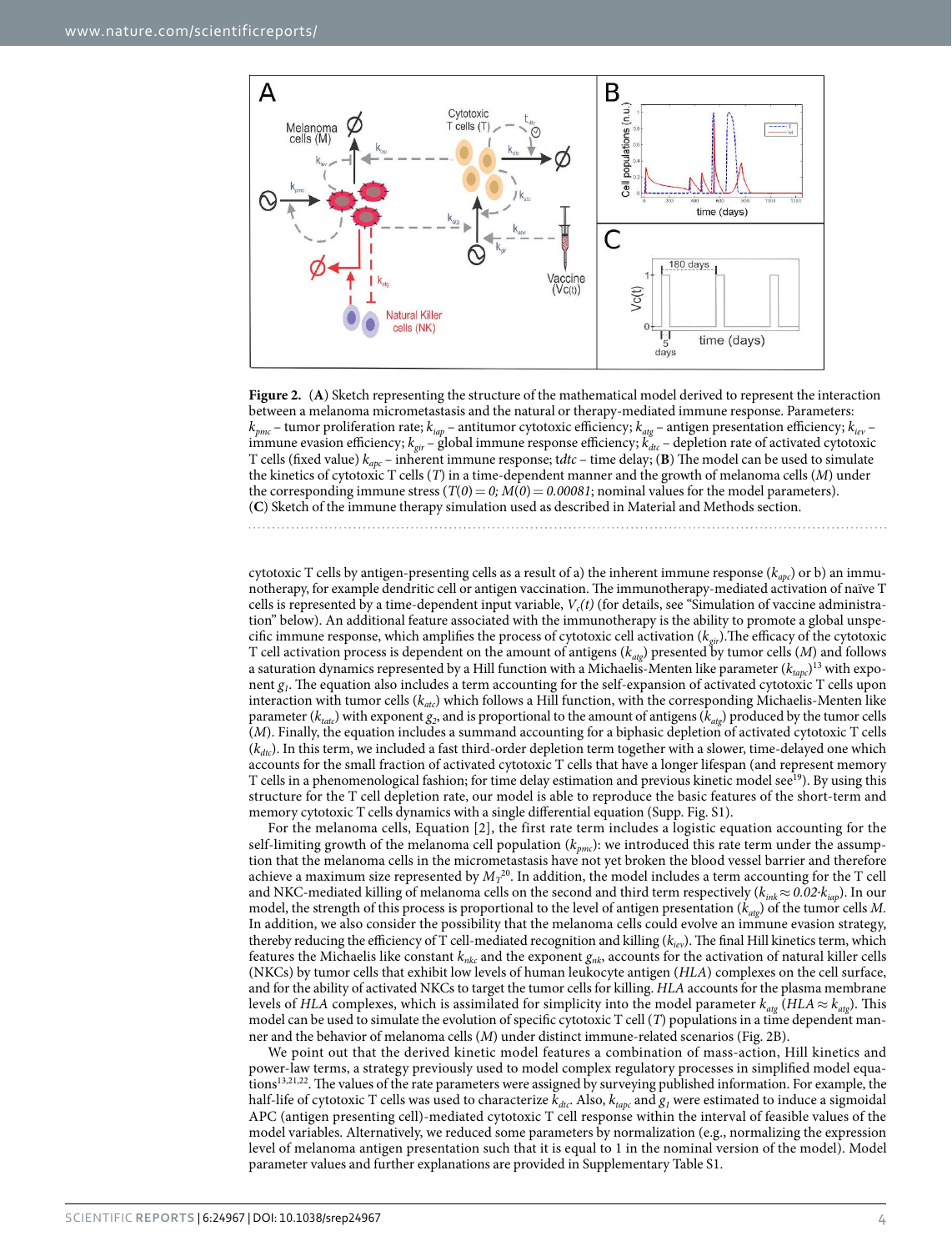**Figure 2.** (**A**) Sketch representing the structure of the mathematical model derived to represent the interaction between a melanoma micrometastasis and the natural or therapy-mediated immune response. Parameters: $k_{pmc}$ – tumor proliferation rate; $k_{iap}$ – antitumor cytotoxic efficiency; $k_{atg}$ – antigen presentation efficiency; $k_{iev}$ – immune evasion efficiency; $k_{gir}$ – global immune response efficiency; $k_{dtc}$ – depletion rate of activated cytotoxic T cells (fixed value) $k_{apc}$ – inherent immune response; $tdtc$ – time delay; (**B**) The model can be used to simulate the kinetics of cytotoxic T cells ($T$) in a time-dependent manner and the growth of melanoma cells ($M$) under the corresponding immune stress ($T(0) = 0$; $M(0) = 0.00081$; nominal values for the model parameters). (**C**) Sketch of the immune therapy simulation used as described in Material and Methods section.

cytotoxic T cells by antigen-presenting cells as a result of a) the inherent immune response ($k_{apc}$) or b) an immunotherapy, for example dendritic cell or antigen vaccination. The immunotherapy-mediated activation of naïve T cells is represented by a time-dependent input variable, $V_c(t)$ (for details, see "Simulation of vaccine administration" below). An additional feature associated with the immunotherapy is the ability to promote a global unspecific immune response, which amplifies the process of cytotoxic cell activation ($k_{gir}$).The efficacy of the cytotoxic T cell activation process is dependent on the amount of antigens ($k_{atg}$) presented by tumor cells ($M$) and follows a saturation dynamics represented by a Hill function with a Michaelis-Menten like parameter ($k_{tapc}$)[13] with exponent $g_1$. The equation also includes a term accounting for the self-expansion of activated cytotoxic T cells upon interaction with tumor cells ($k_{atc}$) which follows a Hill function, with the corresponding Michaelis-Menten like parameter ($k_{tatc}$) with exponent $g_2$, and is proportional to the amount of antigens ($k_{atg}$) produced by the tumor cells ($M$). Finally, the equation includes a summand accounting for a biphasic depletion of activated cytotoxic T cells ($k_{dtc}$). In this term, we included a fast third-order depletion term together with a slower, time-delayed one which accounts for the small fraction of activated cytotoxic T cells that have a longer lifespan (and represent memory T cells in a phenomenological fashion; for time delay estimation and previous kinetic model see[19]). By using this structure for the T cell depletion rate, our model is able to reproduce the basic features of the short-term and memory cytotoxic T cells dynamics with a single differential equation (Supp. Fig. S1).

For the melanoma cells, Equation [2], the first rate term includes a logistic equation accounting for the self-limiting growth of the melanoma cell population ($k_{pmc}$): we introduced this rate term under the assumption that the melanoma cells in the micrometastasis have not yet broken the blood vessel barrier and therefore achieve a maximum size represented by $M_T$[20]. In addition, the model includes a term accounting for the T cell and NKC-mediated killing of melanoma cells on the second and third term respectively ($k_{ink} \approx 0.02 \cdot k_{iap}$). In our model, the strength of this process is proportional to the level of antigen presentation ($k_{atg}$) of the tumor cells $M$. In addition, we also consider the possibility that the melanoma cells could evolve an immune evasion strategy, thereby reducing the efficiency of T cell-mediated recognition and killing ($k_{iev}$). The final Hill kinetics term, which features the Michaelis like constant $k_{nkc}$ and the exponent $g_{nk}$, accounts for the activation of natural killer cells (NKCs) by tumor cells that exhibit low levels of human leukocyte antigen (*HLA*) complexes on the cell surface, and for the ability of activated NKCs to target the tumor cells for killing. *HLA* accounts for the plasma membrane levels of *HLA* complexes, which is assimilated for simplicity into the model parameter $k_{atg}$ ($HLA \approx k_{atg}$). This model can be used to simulate the evolution of specific cytotoxic T cell ($T$) populations in a time dependent manner and the behavior of melanoma cells ($M$) under distinct immune-related scenarios (Fig. 2B).

We point out that the derived kinetic model features a combination of mass-action, Hill kinetics and power-law terms, a strategy previously used to model complex regulatory processes in simplified model equations[13,21,22]. The values of the rate parameters were assigned by surveying published information. For example, the half-life of cytotoxic T cells was used to characterize $k_{dtc}$. Also, $k_{tapc}$ and $g_1$ were estimated to induce a sigmoidal APC (antigen presenting cell)-mediated cytotoxic T cell response within the interval of feasible values of the model variables. Alternatively, we reduced some parameters by normalization (e.g., normalizing the expression level of melanoma antigen presentation such that it is equal to 1 in the nominal version of the model). Model parameter values and further explanations are provided in Supplementary Table S1.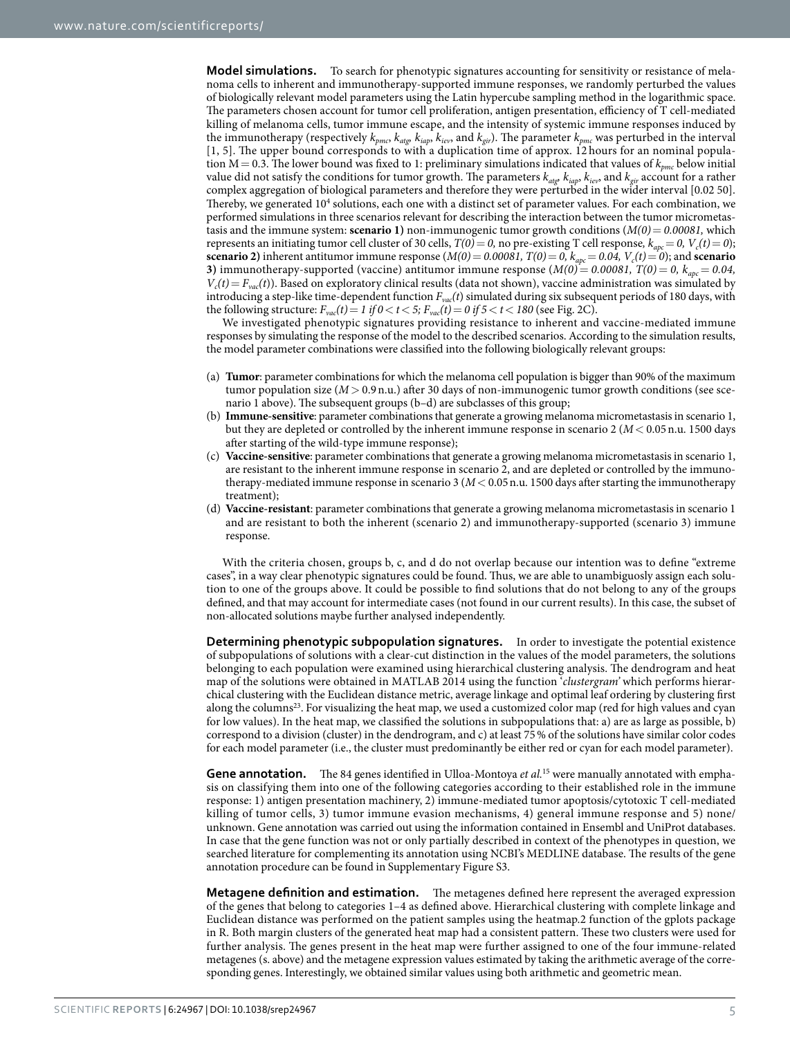**Model simulations.** To search for phenotypic signatures accounting for sensitivity or resistance of melanoma cells to inherent and immunotherapy-supported immune responses, we randomly perturbed the values of biologically relevant model parameters using the Latin hypercube sampling method in the logarithmic space. The parameters chosen account for tumor cell proliferation, antigen presentation, efficiency of T cell-mediated killing of melanoma cells, tumor immune escape, and the intensity of systemic immune responses induced by the immunotherapy (respectively $k_{pmc}$, $k_{atg}$, $k_{iap}$, $k_{iev}$, and $k_{gir}$). The parameter $k_{pmc}$ was perturbed in the interval [1, 5]. The upper bound corresponds to with a duplication time of approx. 12 hours for an nominal population M = 0.3. The lower bound was fixed to 1: preliminary simulations indicated that values of $k_{pmc}$ below initial value did not satisfy the conditions for tumor growth. The parameters $k_{atg}$, $k_{iap}$, $k_{iev}$, and $k_{gir}$ account for a rather complex aggregation of biological parameters and therefore they were perturbed in the wider interval [0.02 50]. Thereby, we generated $10^4$ solutions, each one with a distinct set of parameter values. For each combination, we performed simulations in three scenarios relevant for describing the interaction between the tumor micrometastasis and the immune system: **scenario 1)** non-immunogenic tumor growth conditions ($M(0) = 0.00081$, which represents an initiating tumor cell cluster of 30 cells, $T(0) = 0$, no pre-existing T cell response, $k_{apc} = 0$, $V_c(t) = 0$); **scenario 2)** inherent antitumor immune response ($M(0) = 0.00081$, $T(0) = 0$, $k_{apc} = 0.04$, $V_c(t) = 0$); and **scenario 3)** immunotherapy-supported (vaccine) antitumor immune response ($M(0) = 0.00081$, $T(0) = 0$, $k_{apc} = 0.04$, $V_c(t) = F_{vac}(t)$). Based on exploratory clinical results (data not shown), vaccine administration was simulated by introducing a step-like time-dependent function $F_{vac}(t)$ simulated during six subsequent periods of 180 days, with the following structure: $F_{vac}(t) = 1$ if $0 < t < 5$; $F_{vac}(t) = 0$ if $5 < t < 180$ (see Fig. 2C).

We investigated phenotypic signatures providing resistance to inherent and vaccine-mediated immune responses by simulating the response of the model to the described scenarios. According to the simulation results, the model parameter combinations were classified into the following biologically relevant groups:

(a) **Tumor**: parameter combinations for which the melanoma cell population is bigger than 90% of the maximum tumor population size ($M > 0.9$ n.u.) after 30 days of non-immunogenic tumor growth conditions (see scenario 1 above). The subsequent groups (b–d) are subclasses of this group;
(b) **Immune-sensitive**: parameter combinations that generate a growing melanoma micrometastasis in scenario 1, but they are depleted or controlled by the inherent immune response in scenario 2 ($M < 0.05$ n.u. 1500 days after starting of the wild-type immune response);
(c) **Vaccine-sensitive**: parameter combinations that generate a growing melanoma micrometastasis in scenario 1, are resistant to the inherent immune response in scenario 2, and are depleted or controlled by the immunotherapy-mediated immune response in scenario 3 ($M < 0.05$ n.u. 1500 days after starting the immunotherapy treatment);
(d) **Vaccine-resistant**: parameter combinations that generate a growing melanoma micrometastasis in scenario 1 and are resistant to both the inherent (scenario 2) and immunotherapy-supported (scenario 3) immune response.

With the criteria chosen, groups b, c, and d do not overlap because our intention was to define "extreme cases", in a way clear phenotypic signatures could be found. Thus, we are able to unambiguously assign each solution to one of the groups above. It could be possible to find solutions that do not belong to any of the groups defined, and that may account for intermediate cases (not found in our current results). In this case, the subset of non-allocated solutions maybe further analysed independently.

**Determining phenotypic subpopulation signatures.** In order to investigate the potential existence of subpopulations of solutions with a clear-cut distinction in the values of the model parameters, the solutions belonging to each population were examined using hierarchical clustering analysis. The dendrogram and heat map of the solutions were obtained in MATLAB 2014 using the function '*clustergram*' which performs hierarchical clustering with the Euclidean distance metric, average linkage and optimal leaf ordering by clustering first along the columns[23]. For visualizing the heat map, we used a customized color map (red for high values and cyan for low values). In the heat map, we classified the solutions in subpopulations that: a) are as large as possible, b) correspond to a division (cluster) in the dendrogram, and c) at least 75% of the solutions have similar color codes for each model parameter (i.e., the cluster must predominantly be either red or cyan for each model parameter).

**Gene annotation.** The 84 genes identified in Ulloa-Montoya *et al.*[15] were manually annotated with emphasis on classifying them into one of the following categories according to their established role in the immune response: 1) antigen presentation machinery, 2) immune-mediated tumor apoptosis/cytotoxic T cell-mediated killing of tumor cells, 3) tumor immune evasion mechanisms, 4) general immune response and 5) none/unknown. Gene annotation was carried out using the information contained in Ensembl and UniProt databases. In case that the gene function was not or only partially described in context of the phenotypes in question, we searched literature for complementing its annotation using NCBI's MEDLINE database. The results of the gene annotation procedure can be found in Supplementary Figure S3.

**Metagene definition and estimation.** The metagenes defined here represent the averaged expression of the genes that belong to categories 1–4 as defined above. Hierarchical clustering with complete linkage and Euclidean distance was performed on the patient samples using the heatmap.2 function of the gplots package in R. Both margin clusters of the generated heat map had a consistent pattern. These two clusters were used for further analysis. The genes present in the heat map were further assigned to one of the four immune-related metagenes (s. above) and the metagene expression values estimated by taking the arithmetic average of the corresponding genes. Interestingly, we obtained similar values using both arithmetic and geometric mean.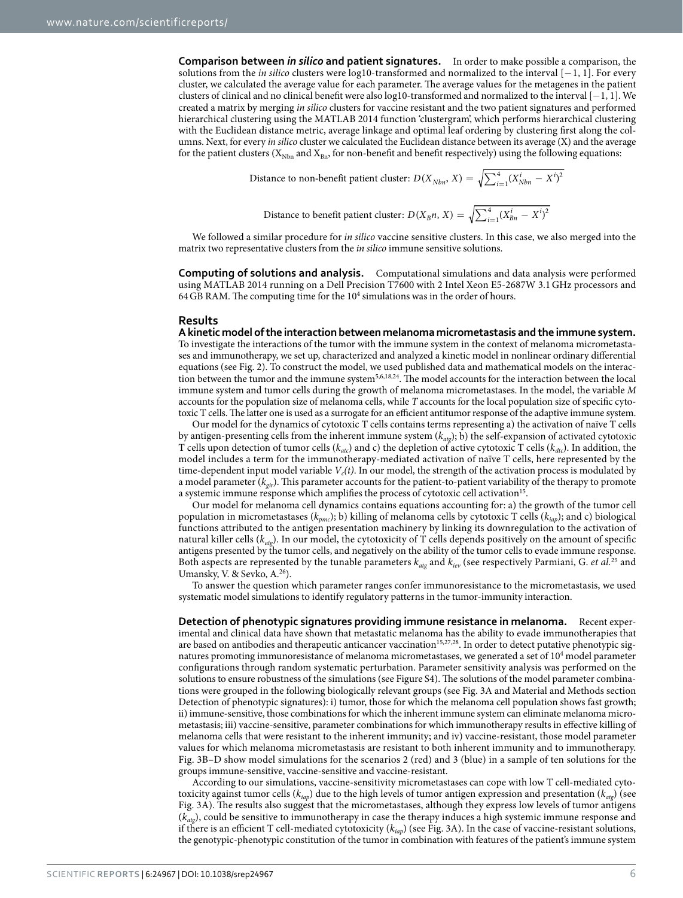**Comparison between *in silico* and patient signatures.** In order to make possible a comparison, the solutions from the *in silico* clusters were log10-transformed and normalized to the interval [−1, 1]. For every cluster, we calculated the average value for each parameter. The average values for the metagenes in the patient clusters of clinical and no clinical benefit were also log10-transformed and normalized to the interval [−1, 1]. We created a matrix by merging *in silico* clusters for vaccine resistant and the two patient signatures and performed hierarchical clustering using the MATLAB 2014 function 'clustergram', which performs hierarchical clustering with the Euclidean distance metric, average linkage and optimal leaf ordering by clustering first along the columns. Next, for every *in silico* cluster we calculated the Euclidean distance between its average (X) and the average for the patient clusters ($X_{Nbn}$ and $X_{Bn}$, for non-benefit and benefit respectively) using the following equations:

$$\text{Distance to non-benefit patient cluster: } D(X_{Nbn}, X) = \sqrt{\sum_{i=1}^{4} (X_{Nbn}^{i} - X^{i})^2}$$

$$\text{Distance to benefit patient cluster: } D(X_{B}n, X) = \sqrt{\sum_{i=1}^{4} (X_{Bn}^{i} - X^{i})^2}$$

We followed a similar procedure for *in silico* vaccine sensitive clusters. In this case, we also merged into the matrix two representative clusters from the *in silico* immune sensitive solutions.

**Computing of solutions and analysis.** Computational simulations and data analysis were performed using MATLAB 2014 running on a Dell Precision T7600 with 2 Intel Xeon E5-2687W 3.1 GHz processors and 64 GB RAM. The computing time for the $10^4$ simulations was in the order of hours.

## Results

**A kinetic model of the interaction between melanoma micrometastasis and the immune system.** To investigate the interactions of the tumor with the immune system in the context of melanoma micrometastases and immunotherapy, we set up, characterized and analyzed a kinetic model in nonlinear ordinary differential equations (see Fig. 2). To construct the model, we used published data and mathematical models on the interaction between the tumor and the immune system[5,6,18,24]. The model accounts for the interaction between the local immune system and tumor cells during the growth of melanoma micrometastases. In the model, the variable *M* accounts for the population size of melanoma cells, while *T* accounts for the local population size of specific cytotoxic T cells. The latter one is used as a surrogate for an efficient antitumor response of the adaptive immune system.

Our model for the dynamics of cytotoxic T cells contains terms representing a) the activation of naïve T cells by antigen-presenting cells from the inherent immune system ($k_{atg}$); b) the self-expansion of activated cytotoxic T cells upon detection of tumor cells ($k_{atc}$) and c) the depletion of active cytotoxic T cells ($k_{dtc}$). In addition, the model includes a term for the immunotherapy-mediated activation of naïve T cells, here represented by the time-dependent input model variable $V_c(t)$. In our model, the strength of the activation process is modulated by a model parameter ($k_{gir}$). This parameter accounts for the patient-to-patient variability of the therapy to promote a systemic immune response which amplifies the process of cytotoxic cell activation[15].

Our model for melanoma cell dynamics contains equations accounting for: a) the growth of the tumor cell population in micrometastases ($k_{pmc}$); b) killing of melanoma cells by cytotoxic T cells ($k_{iap}$); and c) biological functions attributed to the antigen presentation machinery by linking its downregulation to the activation of natural killer cells ($k_{atg}$). In our model, the cytotoxicity of T cells depends positively on the amount of specific antigens presented by the tumor cells, and negatively on the ability of the tumor cells to evade immune response. Both aspects are represented by the tunable parameters $k_{atg}$ and $k_{iev}$ (see respectively Parmiani, G. *et al.*[25] and Umansky, V. & Sevko, A.[26]).

To answer the question which parameter ranges confer immunoresistance to the micrometastasis, we used systematic model simulations to identify regulatory patterns in the tumor-immunity interaction.

**Detection of phenotypic signatures providing immune resistance in melanoma.** Recent experimental and clinical data have shown that metastatic melanoma has the ability to evade immunotherapies that are based on antibodies and therapeutic anticancer vaccination[15,27,28]. In order to detect putative phenotypic signatures promoting immunoresistance of melanoma micrometastases, we generated a set of $10^4$ model parameter configurations through random systematic perturbation. Parameter sensitivity analysis was performed on the solutions to ensure robustness of the simulations (see Figure S4). The solutions of the model parameter combinations were grouped in the following biologically relevant groups (see Fig. 3A and Material and Methods section Detection of phenotypic signatures): i) tumor, those for which the melanoma cell population shows fast growth; ii) immune-sensitive, those combinations for which the inherent immune system can eliminate melanoma micrometastasis; iii) vaccine-sensitive, parameter combinations for which immunotherapy results in effective killing of melanoma cells that were resistant to the inherent immunity; and iv) vaccine-resistant, those model parameter values for which melanoma micrometastasis are resistant to both inherent immunity and to immunotherapy. Fig. 3B–D show model simulations for the scenarios 2 (red) and 3 (blue) in a sample of ten solutions for the groups immune-sensitive, vaccine-sensitive and vaccine-resistant.

According to our simulations, vaccine-sensitivity micrometastases can cope with low T cell-mediated cytotoxicity against tumor cells ($k_{iap}$) due to the high levels of tumor antigen expression and presentation ($k_{atg}$) (see Fig. 3A). The results also suggest that the micrometastases, although they express low levels of tumor antigens ($k_{atg}$), could be sensitive to immunotherapy in case the therapy induces a high systemic immune response and if there is an efficient T cell-mediated cytotoxicity ($k_{iap}$) (see Fig. 3A). In the case of vaccine-resistant solutions, the genotypic-phenotypic constitution of the tumor in combination with features of the patient's immune system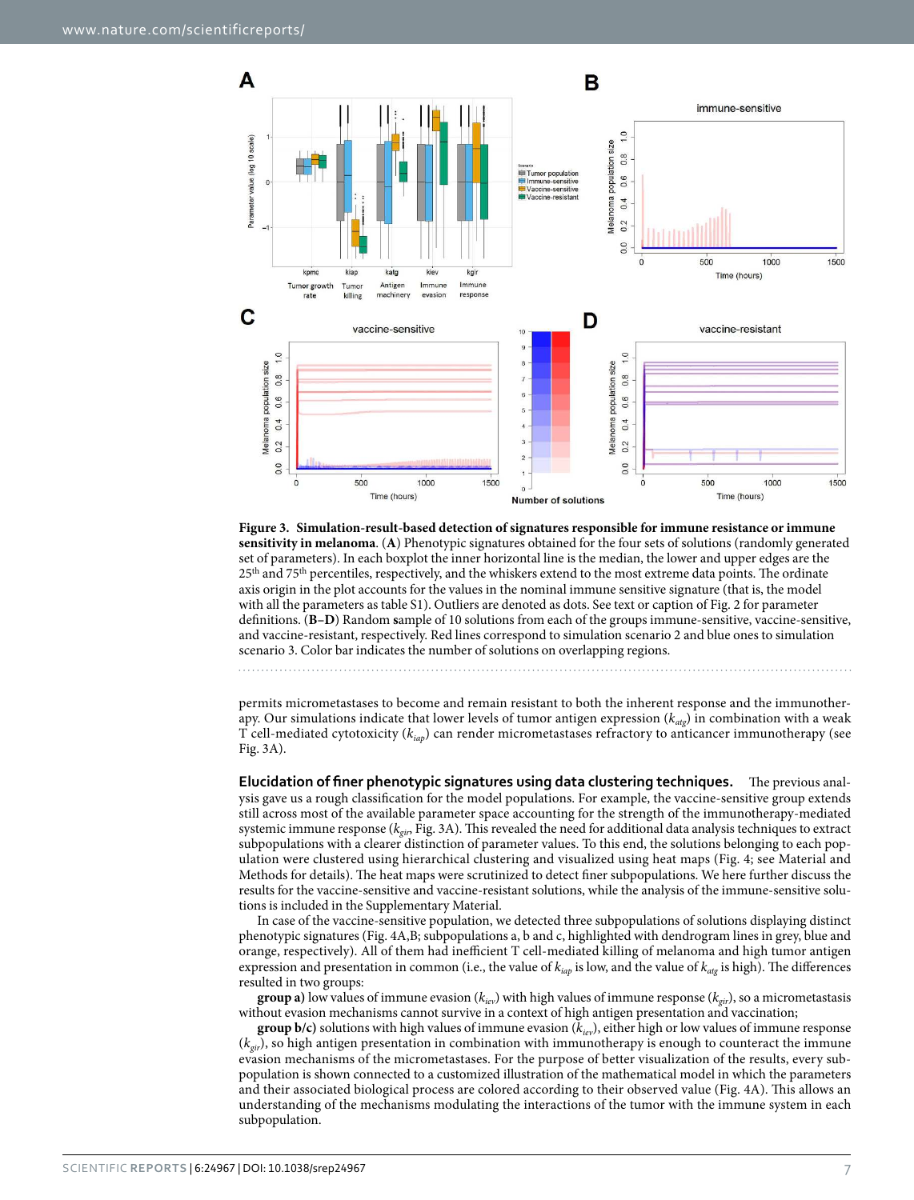**Figure 3. Simulation-result-based detection of signatures responsible for immune resistance or immune sensitivity in melanoma**. (**A**) Phenotypic signatures obtained for the four sets of solutions (randomly generated set of parameters). In each boxplot the inner horizontal line is the median, the lower and upper edges are the 25th and 75th percentiles, respectively, and the whiskers extend to the most extreme data points. The ordinate axis origin in the plot accounts for the values in the nominal immune sensitive signature (that is, the model with all the parameters as table S1). Outliers are denoted as dots. See text or caption of Fig. 2 for parameter definitions. (**B–D**) Random **s**ample of 10 solutions from each of the groups immune-sensitive, vaccine-sensitive, and vaccine-resistant, respectively. Red lines correspond to simulation scenario 2 and blue ones to simulation scenario 3. Color bar indicates the number of solutions on overlapping regions.

permits micrometastases to become and remain resistant to both the inherent response and the immunotherapy. Our simulations indicate that lower levels of tumor antigen expression ($k_{atg}$) in combination with a weak T cell-mediated cytotoxicity ($k_{iap}$) can render micrometastases refractory to anticancer immunotherapy (see Fig. 3A).

**Elucidation of finer phenotypic signatures using data clustering techniques.** The previous analysis gave us a rough classification for the model populations. For example, the vaccine-sensitive group extends still across most of the available parameter space accounting for the strength of the immunotherapy-mediated systemic immune response ($k_{gir}$, Fig. 3A). This revealed the need for additional data analysis techniques to extract subpopulations with a clearer distinction of parameter values. To this end, the solutions belonging to each population were clustered using hierarchical clustering and visualized using heat maps (Fig. 4; see Material and Methods for details). The heat maps were scrutinized to detect finer subpopulations. We here further discuss the results for the vaccine-sensitive and vaccine-resistant solutions, while the analysis of the immune-sensitive solutions is included in the Supplementary Material.

In case of the vaccine-sensitive population, we detected three subpopulations of solutions displaying distinct phenotypic signatures (Fig. 4A,B; subpopulations a, b and c, highlighted with dendrogram lines in grey, blue and orange, respectively). All of them had inefficient T cell-mediated killing of melanoma and high tumor antigen expression and presentation in common (i.e., the value of $k_{iap}$ is low, and the value of $k_{atg}$ is high). The differences resulted in two groups:

**group a)** low values of immune evasion ($k_{iev}$) with high values of immune response ($k_{gir}$), so a micrometastasis without evasion mechanisms cannot survive in a context of high antigen presentation and vaccination;

**group b/c)** solutions with high values of immune evasion ($k_{iev}$), either high or low values of immune response ($k_{gir}$), so high antigen presentation in combination with immunotherapy is enough to counteract the immune evasion mechanisms of the micrometastases. For the purpose of better visualization of the results, every subpopulation is shown connected to a customized illustration of the mathematical model in which the parameters and their associated biological process are colored according to their observed value (Fig. 4A). This allows an understanding of the mechanisms modulating the interactions of the tumor with the immune system in each subpopulation.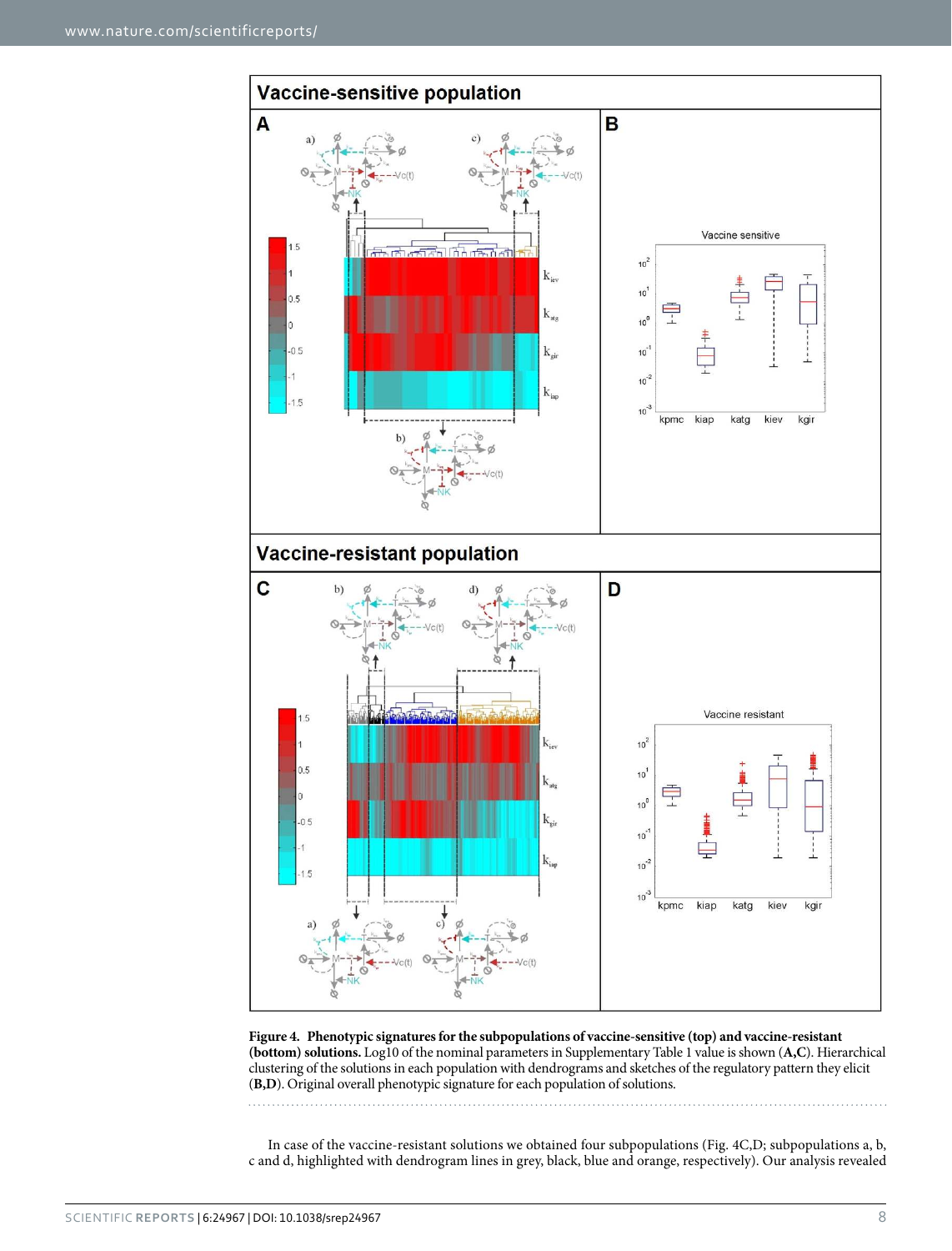**Figure 4. Phenotypic signatures for the subpopulations of vaccine-sensitive (top) and vaccine-resistant (bottom) solutions.** Log10 of the nominal parameters in Supplementary Table 1 value is shown (**A**,**C**). Hierarchical clustering of the solutions in each population with dendrograms and sketches of the regulatory pattern they elicit (**B**,**D**). Original overall phenotypic signature for each population of solutions.

In case of the vaccine-resistant solutions we obtained four subpopulations (Fig. 4C,D; subpopulations a, b, c and d, highlighted with dendrogram lines in grey, black, blue and orange, respectively). Our analysis revealed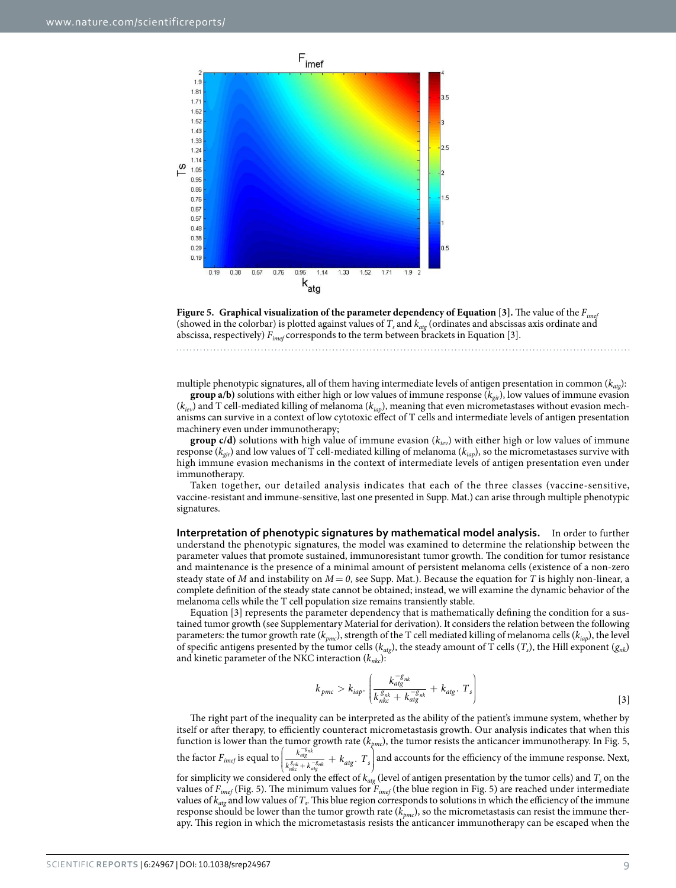**Figure 5. Graphical visualization of the parameter dependency of Equation [3].** The value of the $F_{imef}$ (showed in the colorbar) is plotted against values of $T_s$ and $k_{atg}$ (ordinates and abscissas axis ordinate and abscissa, respectively) $F_{imef}$ corresponds to the term between brackets in Equation [3].

multiple phenotypic signatures, all of them having intermediate levels of antigen presentation in common ($k_{atg}$):

**group a/b)** solutions with either high or low values of immune response ($k_{gir}$), low values of immune evasion ($k_{iev}$) and T cell-mediated killing of melanoma ($k_{iap}$), meaning that even micrometastases without evasion mechanisms can survive in a context of low cytotoxic effect of T cells and intermediate levels of antigen presentation machinery even under immunotherapy;

**group c/d)** solutions with high value of immune evasion ($k_{iev}$) with either high or low values of immune response ($k_{gir}$) and low values of T cell-mediated killing of melanoma ($k_{iap}$), so the micrometastases survive with high immune evasion mechanisms in the context of intermediate levels of antigen presentation even under immunotherapy.

Taken together, our detailed analysis indicates that each of the three classes (vaccine-sensitive, vaccine-resistant and immune-sensitive, last one presented in Supp. Mat.) can arise through multiple phenotypic signatures.

**Interpretation of phenotypic signatures by mathematical model analysis.** In order to further understand the phenotypic signatures, the model was examined to determine the relationship between the parameter values that promote sustained, immunoresistant tumor growth. The condition for tumor resistance and maintenance is the presence of a minimal amount of persistent melanoma cells (existence of a non-zero steady state of $M$ and instability on $M = 0$, see Supp. Mat.). Because the equation for $T$ is highly non-linear, a complete definition of the steady state cannot be obtained; instead, we will examine the dynamic behavior of the melanoma cells while the T cell population size remains transiently stable.

Equation [3] represents the parameter dependency that is mathematically defining the condition for a sustained tumor growth (see Supplementary Material for derivation). It considers the relation between the following parameters: the tumor growth rate ($k_{pmc}$), strength of the T cell mediated killing of melanoma cells ($k_{iap}$), the level of specific antigens presented by the tumor cells ($k_{atg}$), the steady amount of T cells ($T_s$), the Hill exponent ($g_{nk}$) and kinetic parameter of the NKC interaction ($k_{nkc}$):

$$k_{pmc} > k_{iap} \cdot \left( \frac{k_{atg}^{-g_{nk}}}{k_{nkc}^{g_{nk}} + k_{atg}^{-g_{nk}}} + k_{atg} \cdot T_s \right) \tag{3}$$

The right part of the inequality can be interpreted as the ability of the patient's immune system, whether by itself or after therapy, to efficiently counteract micrometastasis growth. Our analysis indicates that when this function is lower than the tumor growth rate ($k_{pmc}$), the tumor resists the anticancer immunotherapy. In Fig. 5, the factor $F_{imef}$ is equal to $\left( \frac{k_{atg}^{-g_{nk}}}{k_{nkc}^{g_{nk}} + k_{atg}^{-g_{nk}}} + k_{atg} \cdot T_s \right)$ and accounts for the efficiency of the immune response. Next, for simplicity we considered only the effect of $k_{atg}$ (level of antigen presentation by the tumor cells) and $T_s$ on the values of $F_{imef}$ (Fig. 5). The minimum values for $F_{imef}$ (the blue region in Fig. 5) are reached under intermediate values of $k_{atg}$ and low values of $T_s$. This blue region corresponds to solutions in which the efficiency of the immune response should be lower than the tumor growth rate ($k_{pmc}$), so the micrometastasis can resist the immune therapy. This region in which the micrometastasis resists the anticancer immunotherapy can be escaped when the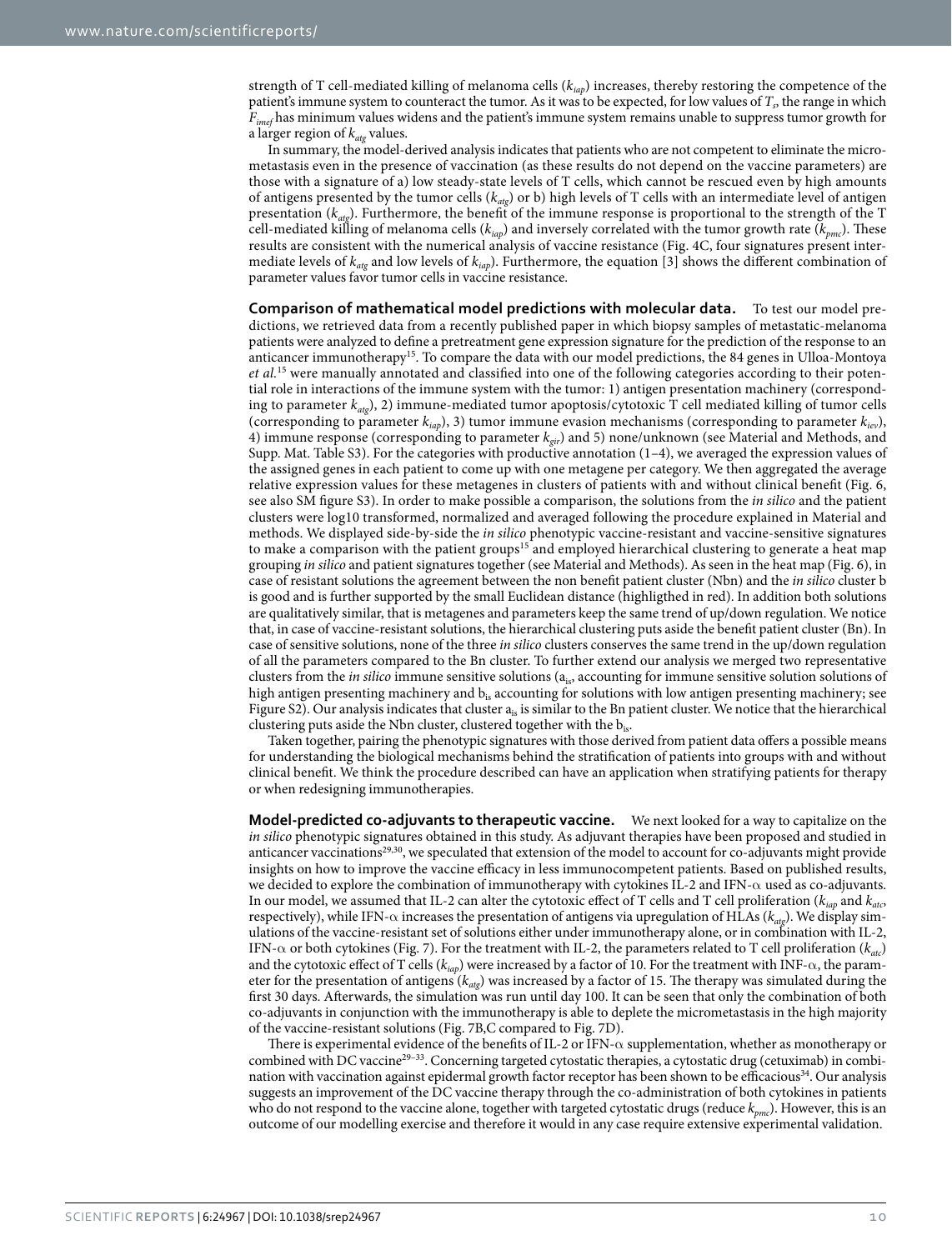strength of T cell-mediated killing of melanoma cells ($k_{iap}$) increases, thereby restoring the competence of the patient's immune system to counteract the tumor. As it was to be expected, for low values of $T_s$, the range in which $F_{imef}$ has minimum values widens and the patient's immune system remains unable to suppress tumor growth for a larger region of $k_{atg}$ values.

In summary, the model-derived analysis indicates that patients who are not competent to eliminate the micrometastasis even in the presence of vaccination (as these results do not depend on the vaccine parameters) are those with a signature of a) low steady-state levels of T cells, which cannot be rescued even by high amounts of antigens presented by the tumor cells ($k_{atg}$) or b) high levels of T cells with an intermediate level of antigen presentation ($k_{atg}$). Furthermore, the benefit of the immune response is proportional to the strength of the T cell-mediated killing of melanoma cells ($k_{iap}$) and inversely correlated with the tumor growth rate ($k_{pmc}$). These results are consistent with the numerical analysis of vaccine resistance (Fig. 4C, four signatures present intermediate levels of $k_{atg}$ and low levels of $k_{iap}$). Furthermore, the equation [3] shows the different combination of parameter values favor tumor cells in vaccine resistance.

**Comparison of mathematical model predictions with molecular data.** To test our model predictions, we retrieved data from a recently published paper in which biopsy samples of metastatic-melanoma patients were analyzed to define a pretreatment gene expression signature for the prediction of the response to an anticancer immunotherapy[15]. To compare the data with our model predictions, the 84 genes in Ulloa-Montoya *et al.*[15] were manually annotated and classified into one of the following categories according to their potential role in interactions of the immune system with the tumor: 1) antigen presentation machinery (corresponding to parameter $k_{atg}$), 2) immune-mediated tumor apoptosis/cytotoxic T cell mediated killing of tumor cells (corresponding to parameter $k_{iap}$), 3) tumor immune evasion mechanisms (corresponding to parameter $k_{iev}$), 4) immune response (corresponding to parameter $k_{gir}$) and 5) none/unknown (see Material and Methods, and Supp. Mat. Table S3). For the categories with productive annotation (1–4), we averaged the expression values of the assigned genes in each patient to come up with one metagene per category. We then aggregated the average relative expression values for these metagenes in clusters of patients with and without clinical benefit (Fig. 6, see also SM figure S3). In order to make possible a comparison, the solutions from the *in silico* and the patient clusters were log10 transformed, normalized and averaged following the procedure explained in Material and methods. We displayed side-by-side the *in silico* phenotypic vaccine-resistant and vaccine-sensitive signatures to make a comparison with the patient groups[15] and employed hierarchical clustering to generate a heat map grouping *in silico* and patient signatures together (see Material and Methods). As seen in the heat map (Fig. 6), in case of resistant solutions the agreement between the non benefit patient cluster (Nbn) and the *in silico* cluster b is good and is further supported by the small Euclidean distance (higligthed in red). In addition both solutions are qualitatively similar, that is metagenes and parameters keep the same trend of up/down regulation. We notice that, in case of vaccine-resistant solutions, the hierarchical clustering puts aside the benefit patient cluster (Bn). In case of sensitive solutions, none of the three *in silico* clusters conserves the same trend in the up/down regulation of all the parameters compared to the Bn cluster. To further extend our analysis we merged two representative clusters from the *in silico* immune sensitive solutions ($a_{is}$, accounting for immune sensitive solution solutions of high antigen presenting machinery and $b_{is}$ accounting for solutions with low antigen presenting machinery; see Figure S2). Our analysis indicates that cluster $a_{is}$ is similar to the Bn patient cluster. We notice that the hierarchical clustering puts aside the Nbn cluster, clustered together with the $b_{is}$.

Taken together, pairing the phenotypic signatures with those derived from patient data offers a possible means for understanding the biological mechanisms behind the stratification of patients into groups with and without clinical benefit. We think the procedure described can have an application when stratifying patients for therapy or when redesigning immunotherapies.

**Model-predicted co-adjuvants to therapeutic vaccine.** We next looked for a way to capitalize on the *in silico* phenotypic signatures obtained in this study. As adjuvant therapies have been proposed and studied in anticancer vaccinations[29,30], we speculated that extension of the model to account for co-adjuvants might provide insights on how to improve the vaccine efficacy in less immunocompetent patients. Based on published results, we decided to explore the combination of immunotherapy with cytokines IL-2 and IFN-α used as co-adjuvants. In our model, we assumed that IL-2 can alter the cytotoxic effect of T cells and T cell proliferation ($k_{iap}$ and $k_{atc}$, respectively), while IFN-α increases the presentation of antigens via upregulation of HLAs ($k_{atg}$). We display simulations of the vaccine-resistant set of solutions either under immunotherapy alone, or in combination with IL-2, IFN-α or both cytokines (Fig. 7). For the treatment with IL-2, the parameters related to T cell proliferation ($k_{atc}$) and the cytotoxic effect of T cells ($k_{iap}$) were increased by a factor of 10. For the treatment with INF-α, the parameter for the presentation of antigens ($k_{atg}$) was increased by a factor of 15. The therapy was simulated during the first 30 days. Afterwards, the simulation was run until day 100. It can be seen that only the combination of both co-adjuvants in conjunction with the immunotherapy is able to deplete the micrometastasis in the high majority of the vaccine-resistant solutions (Fig. 7B,C compared to Fig. 7D).

There is experimental evidence of the benefits of IL-2 or IFN-α supplementation, whether as monotherapy or combined with DC vaccine[29–33]. Concerning targeted cytostatic therapies, a cytostatic drug (cetuximab) in combination with vaccination against epidermal growth factor receptor has been shown to be efficacious[34]. Our analysis suggests an improvement of the DC vaccine therapy through the co-administration of both cytokines in patients who do not respond to the vaccine alone, together with targeted cytostatic drugs (reduce $k_{pmc}$). However, this is an outcome of our modelling exercise and therefore it would in any case require extensive experimental validation.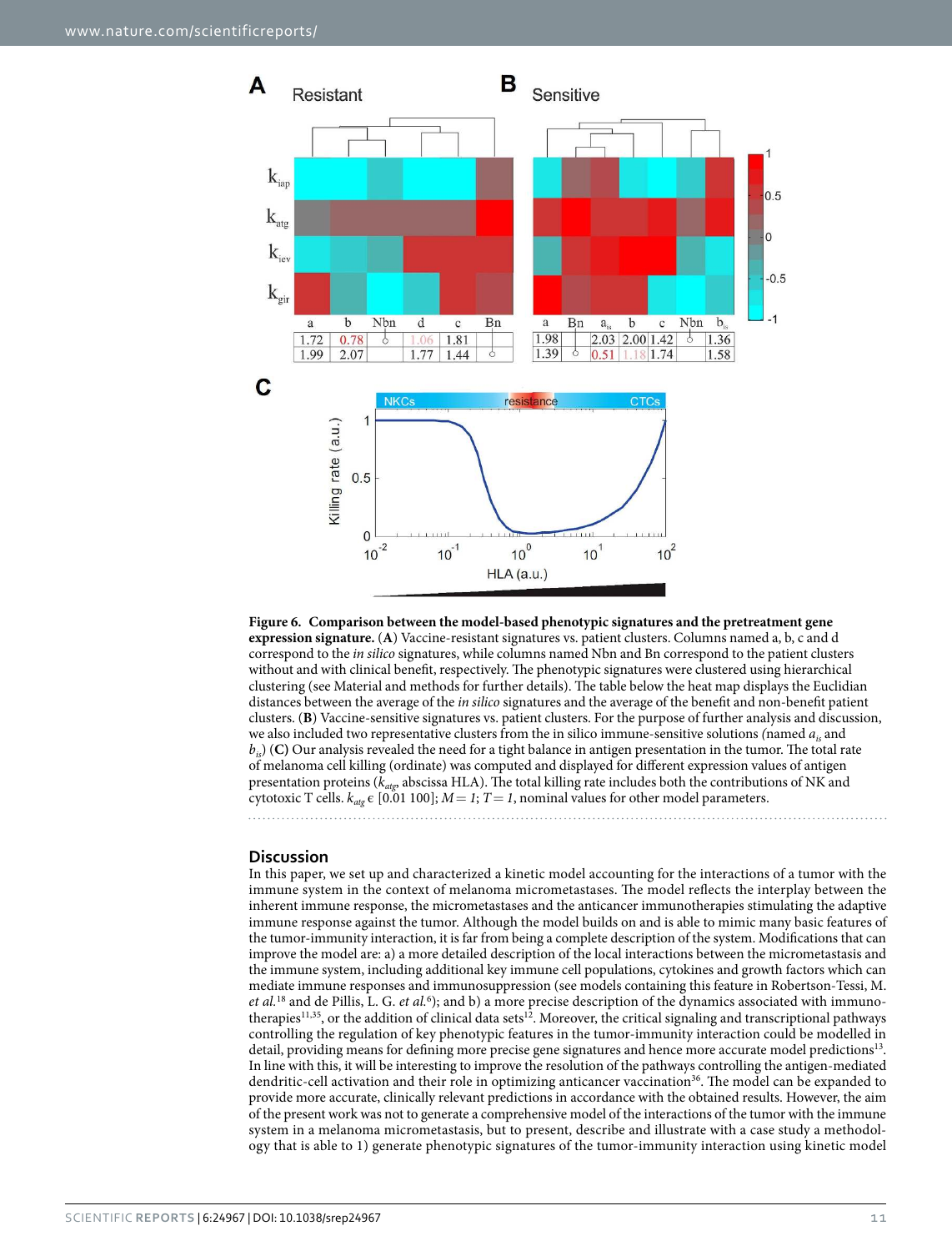**Figure 6. Comparison between the model-based phenotypic signatures and the pretreatment gene expression signature.** (**A**) Vaccine-resistant signatures vs. patient clusters. Columns named a, b, c and d correspond to the *in silico* signatures, while columns named Nbn and Bn correspond to the patient clusters without and with clinical benefit, respectively. The phenotypic signatures were clustered using hierarchical clustering (see Material and methods for further details). The table below the heat map displays the Euclidian distances between the average of the *in silico* signatures and the average of the benefit and non-benefit patient clusters. (**B**) Vaccine-sensitive signatures vs. patient clusters. For the purpose of further analysis and discussion, we also included two representative clusters from the in silico immune-sensitive solutions (named $a_{is}$ and $b_{is}$) (**C**) Our analysis revealed the need for a tight balance in antigen presentation in the tumor. The total rate of melanoma cell killing (ordinate) was computed and displayed for different expression values of antigen presentation proteins ($k_{atg}$, abscissa HLA). The total killing rate includes both the contributions of NK and cytotoxic T cells. $k_{atg} \in [0.01\ 100]$; $M = 1$; $T = 1$, nominal values for other model parameters.

## Discussion

In this paper, we set up and characterized a kinetic model accounting for the interactions of a tumor with the immune system in the context of melanoma micrometastases. The model reflects the interplay between the inherent immune response, the micrometastases and the anticancer immunotherapies stimulating the adaptive immune response against the tumor. Although the model builds on and is able to mimic many basic features of the tumor-immunity interaction, it is far from being a complete description of the system. Modifications that can improve the model are: a) a more detailed description of the local interactions between the micrometastasis and the immune system, including additional key immune cell populations, cytokines and growth factors which can mediate immune responses and immunosuppression (see models containing this feature in Robertson-Tessi, M. *et al.*[18] and de Pillis, L. G. *et al.*[6]); and b) a more precise description of the dynamics associated with immunotherapies[11,35], or the addition of clinical data sets[12]. Moreover, the critical signaling and transcriptional pathways controlling the regulation of key phenotypic features in the tumor-immunity interaction could be modelled in detail, providing means for defining more precise gene signatures and hence more accurate model predictions[13]. In line with this, it will be interesting to improve the resolution of the pathways controlling the antigen-mediated dendritic-cell activation and their role in optimizing anticancer vaccination[36]. The model can be expanded to provide more accurate, clinically relevant predictions in accordance with the obtained results. However, the aim of the present work was not to generate a comprehensive model of the interactions of the tumor with the immune system in a melanoma micrometastasis, but to present, describe and illustrate with a case study a methodology that is able to 1) generate phenotypic signatures of the tumor-immunity interaction using kinetic model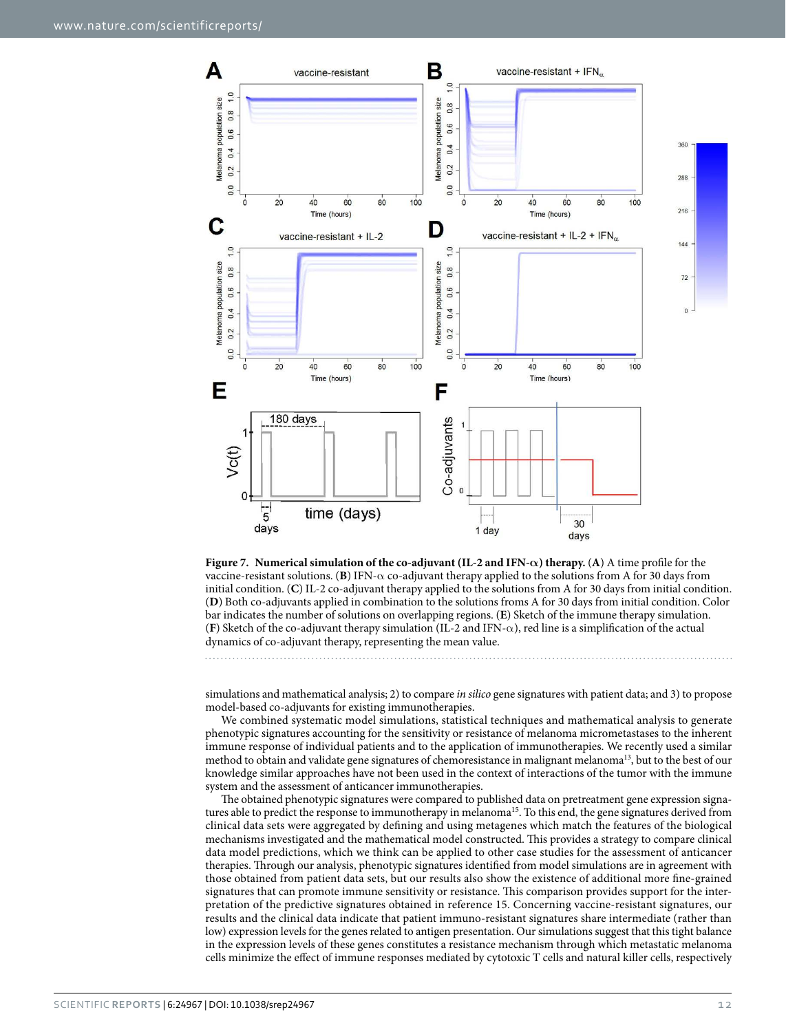**Figure 7. Numerical simulation of the co-adjuvant (IL-2 and IFN-α) therapy.** (**A**) A time profile for the vaccine-resistant solutions. (**B**) IFN-α co-adjuvant therapy applied to the solutions from A for 30 days from initial condition. (**C**) IL-2 co-adjuvant therapy applied to the solutions from A for 30 days from initial condition. (**D**) Both co-adjuvants applied in combination to the solutions froms A for 30 days from initial condition. Color bar indicates the number of solutions on overlapping regions. (**E**) Sketch of the immune therapy simulation. (**F**) Sketch of the co-adjuvant therapy simulation (IL-2 and IFN-α), red line is a simplification of the actual dynamics of co-adjuvant therapy, representing the mean value.

simulations and mathematical analysis; 2) to compare *in silico* gene signatures with patient data; and 3) to propose model-based co-adjuvants for existing immunotherapies.

We combined systematic model simulations, statistical techniques and mathematical analysis to generate phenotypic signatures accounting for the sensitivity or resistance of melanoma micrometastases to the inherent immune response of individual patients and to the application of immunotherapies. We recently used a similar method to obtain and validate gene signatures of chemoresistance in malignant melanoma[13], but to the best of our knowledge similar approaches have not been used in the context of interactions of the tumor with the immune system and the assessment of anticancer immunotherapies.

The obtained phenotypic signatures were compared to published data on pretreatment gene expression signatures able to predict the response to immunotherapy in melanoma[15]. To this end, the gene signatures derived from clinical data sets were aggregated by defining and using metagenes which match the features of the biological mechanisms investigated and the mathematical model constructed. This provides a strategy to compare clinical data model predictions, which we think can be applied to other case studies for the assessment of anticancer therapies. Through our analysis, phenotypic signatures identified from model simulations are in agreement with those obtained from patient data sets, but our results also show the existence of additional more fine-grained signatures that can promote immune sensitivity or resistance. This comparison provides support for the interpretation of the predictive signatures obtained in reference 15. Concerning vaccine-resistant signatures, our results and the clinical data indicate that patient immuno-resistant signatures share intermediate (rather than low) expression levels for the genes related to antigen presentation. Our simulations suggest that this tight balance in the expression levels of these genes constitutes a resistance mechanism through which metastatic melanoma cells minimize the effect of immune responses mediated by cytotoxic T cells and natural killer cells, respectively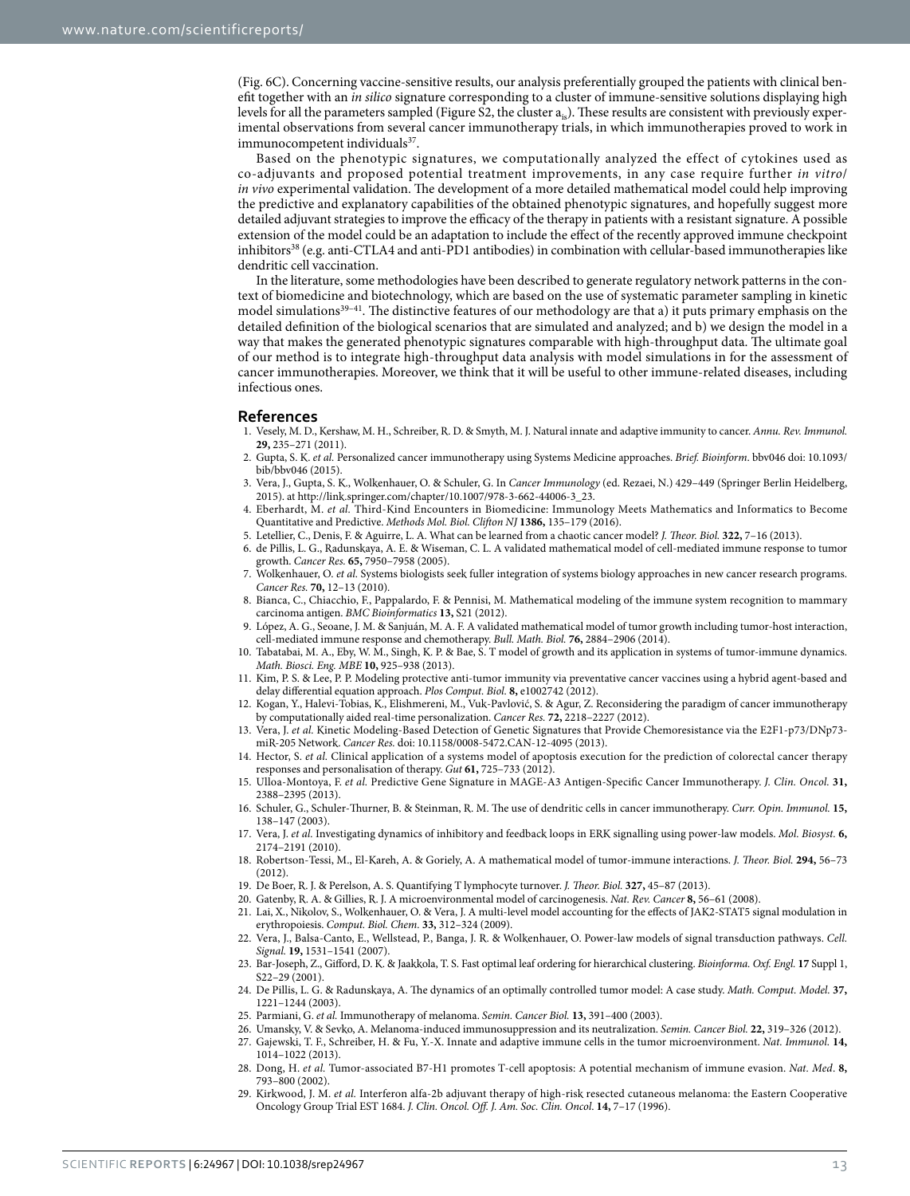(Fig. 6C). Concerning vaccine-sensitive results, our analysis preferentially grouped the patients with clinical benefit together with an *in silico* signature corresponding to a cluster of immune-sensitive solutions displaying high levels for all the parameters sampled (Figure S2, the cluster $a_{is}$). These results are consistent with previously experimental observations from several cancer immunotherapy trials, in which immunotherapies proved to work in immunocompetent individuals[37].

Based on the phenotypic signatures, we computationally analyzed the effect of cytokines used as co-adjuvants and proposed potential treatment improvements, in any case require further *in vitro*/*in vivo* experimental validation. The development of a more detailed mathematical model could help improving the predictive and explanatory capabilities of the obtained phenotypic signatures, and hopefully suggest more detailed adjuvant strategies to improve the efficacy of the therapy in patients with a resistant signature. A possible extension of the model could be an adaptation to include the effect of the recently approved immune checkpoint inhibitors[38] (e.g. anti-CTLA4 and anti-PD1 antibodies) in combination with cellular-based immunotherapies like dendritic cell vaccination.

In the literature, some methodologies have been described to generate regulatory network patterns in the context of biomedicine and biotechnology, which are based on the use of systematic parameter sampling in kinetic model simulations[39–41]. The distinctive features of our methodology are that a) it puts primary emphasis on the detailed definition of the biological scenarios that are simulated and analyzed; and b) we design the model in a way that makes the generated phenotypic signatures comparable with high-throughput data. The ultimate goal of our method is to integrate high-throughput data analysis with model simulations in for the assessment of cancer immunotherapies. Moreover, we think that it will be useful to other immune-related diseases, including infectious ones.

## References

1. Vesely, M. D., Kershaw, M. H., Schreiber, R. D. & Smyth, M. J. Natural innate and adaptive immunity to cancer. *Annu. Rev. Immunol.* **29,** 235–271 (2011).
2. Gupta, S. K. *et al.* Personalized cancer immunotherapy using Systems Medicine approaches. *Brief. Bioinform*. bbv046 doi: 10.1093/bib/bbv046 (2015).
3. Vera, J., Gupta, S. K., Wolkenhauer, O. & Schuler, G. In *Cancer Immunology* (ed. Rezaei, N.) 429–449 (Springer Berlin Heidelberg, 2015). at http://link.springer.com/chapter/10.1007/978-3-662-44006-3_23.
4. Eberhardt, M. *et al.* Third-Kind Encounters in Biomedicine: Immunology Meets Mathematics and Informatics to Become Quantitative and Predictive. *Methods Mol. Biol. Clifton NJ* **1386,** 135–179 (2016).
5. Letellier, C., Denis, F. & Aguirre, L. A. What can be learned from a chaotic cancer model? *J. Theor. Biol.* **322,** 7–16 (2013).
6. de Pillis, L. G., Radunskaya, A. E. & Wiseman, C. L. A validated mathematical model of cell-mediated immune response to tumor growth. *Cancer Res.* **65,** 7950–7958 (2005).
7. Wolkenhauer, O. *et al.* Systems biologists seek fuller integration of systems biology approaches in new cancer research programs. *Cancer Res.* **70,** 12–13 (2010).
8. Bianca, C., Chiacchio, F., Pappalardo, F. & Pennisi, M. Mathematical modeling of the immune system recognition to mammary carcinoma antigen. *BMC Bioinformatics* **13,** S21 (2012).
9. López, A. G., Seoane, J. M. & Sanjuán, M. A. F. A validated mathematical model of tumor growth including tumor-host interaction, cell-mediated immune response and chemotherapy. *Bull. Math. Biol.* **76,** 2884–2906 (2014).
10. Tabatabai, M. A., Eby, W. M., Singh, K. P. & Bae, S. T model of growth and its application in systems of tumor-immune dynamics. *Math. Biosci. Eng. MBE* **10,** 925–938 (2013).
11. Kim, P. S. & Lee, P. P. Modeling protective anti-tumor immunity via preventative cancer vaccines using a hybrid agent-based and delay differential equation approach. *Plos Comput. Biol.* **8,** e1002742 (2012).
12. Kogan, Y., Halevi-Tobias, K., Elishmereni, M., Vuk-Pavlović, S. & Agur, Z. Reconsidering the paradigm of cancer immunotherapy by computationally aided real-time personalization. *Cancer Res.* **72,** 2218–2227 (2012).
13. Vera, J. *et al.* Kinetic Modeling-Based Detection of Genetic Signatures that Provide Chemoresistance via the E2F1-p73/DNp73-miR-205 Network. *Cancer Res.* doi: 10.1158/0008-5472.CAN-12-4095 (2013).
14. Hector, S. *et al.* Clinical application of a systems model of apoptosis execution for the prediction of colorectal cancer therapy responses and personalisation of therapy. *Gut* **61,** 725–733 (2012).
15. Ulloa-Montoya, F. *et al.* Predictive Gene Signature in MAGE-A3 Antigen-Specific Cancer Immunotherapy. *J. Clin. Oncol.* **31,** 2388–2395 (2013).
16. Schuler, G., Schuler-Thurner, B. & Steinman, R. M. The use of dendritic cells in cancer immunotherapy. *Curr. Opin. Immunol.* **15,** 138–147 (2003).
17. Vera, J. *et al.* Investigating dynamics of inhibitory and feedback loops in ERK signalling using power-law models. *Mol. Biosyst.* **6,** 2174–2191 (2010).
18. Robertson-Tessi, M., El-Kareh, A. & Goriely, A. A mathematical model of tumor-immune interactions. *J. Theor. Biol.* **294,** 56–73 (2012).
19. De Boer, R. J. & Perelson, A. S. Quantifying T lymphocyte turnover. *J. Theor. Biol.* **327,** 45–87 (2013).
20. Gatenby, R. A. & Gillies, R. J. A microenvironmental model of carcinogenesis. *Nat. Rev. Cancer* **8,** 56–61 (2008).
21. Lai, X., Nikolov, S., Wolkenhauer, O. & Vera, J. A multi-level model accounting for the effects of JAK2-STAT5 signal modulation in erythropoiesis. *Comput. Biol. Chem*. **33,** 312–324 (2009).
22. Vera, J., Balsa-Canto, E., Wellstead, P., Banga, J. R. & Wolkenhauer, O. Power-law models of signal transduction pathways. *Cell. Signal.* **19,** 1531–1541 (2007).
23. Bar-Joseph, Z., Gifford, D. K. & Jaakkola, T. S. Fast optimal leaf ordering for hierarchical clustering. *Bioinforma. Oxf. Engl.* **17** Suppl 1, S22–29 (2001).
24. De Pillis, L. G. & Radunskaya, A. The dynamics of an optimally controlled tumor model: A case study. *Math. Comput. Model.* **37,** 1221–1244 (2003).
25. Parmiani, G. *et al.* Immunotherapy of melanoma. *Semin. Cancer Biol.* **13,** 391–400 (2003).
26. Umansky, V. & Sevko, A. Melanoma-induced immunosuppression and its neutralization. *Semin. Cancer Biol.* **22,** 319–326 (2012).
27. Gajewski, T. F., Schreiber, H. & Fu, Y.-X. Innate and adaptive immune cells in the tumor microenvironment. *Nat. Immunol.* **14,** 1014–1022 (2013).
28. Dong, H. *et al.* Tumor-associated B7-H1 promotes T-cell apoptosis: A potential mechanism of immune evasion. *Nat. Med*. **8,** 793–800 (2002).
29. Kirkwood, J. M. *et al.* Interferon alfa-2b adjuvant therapy of high-risk resected cutaneous melanoma: the Eastern Cooperative Oncology Group Trial EST 1684. *J. Clin. Oncol. Off. J. Am. Soc. Clin. Oncol.* **14,** 7–17 (1996).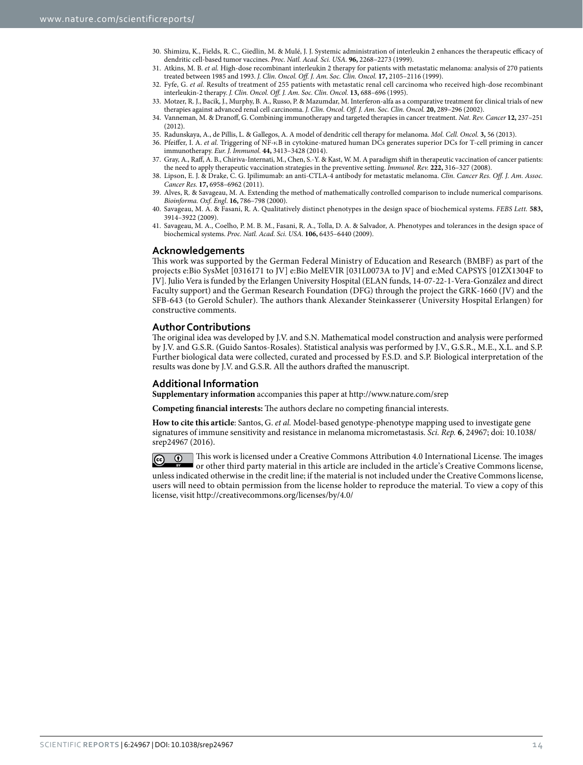30. Shimizu, K., Fields, R. C., Giedlin, M. & Mulé, J. J. Systemic administration of interleukin 2 enhances the therapeutic efficacy of dendritic cell-based tumor vaccines. *Proc. Natl. Acad. Sci. USA.* **96,** 2268–2273 (1999).
31. Atkins, M. B. *et al.* High-dose recombinant interleukin 2 therapy for patients with metastatic melanoma: analysis of 270 patients treated between 1985 and 1993. *J. Clin. Oncol. Off. J. Am. Soc. Clin. Oncol.* **17,** 2105–2116 (1999).
32. Fyfe, G. *et al.* Results of treatment of 255 patients with metastatic renal cell carcinoma who received high-dose recombinant interleukin-2 therapy. *J. Clin. Oncol. Off. J. Am. Soc. Clin. Oncol.* **13,** 688–696 (1995).
33. Motzer, R. J., Bacik, J., Murphy, B. A., Russo, P. & Mazumdar, M. Interferon-alfa as a comparative treatment for clinical trials of new therapies against advanced renal cell carcinoma. *J. Clin. Oncol. Off. J. Am. Soc. Clin. Oncol.* **20,** 289–296 (2002).
34. Vanneman, M. & Dranoff, G. Combining immunotherapy and targeted therapies in cancer treatment. *Nat. Rev. Cancer* **12,** 237–251 (2012).
35. Radunskaya, A., de Pillis, L. & Gallegos, A. A model of dendritic cell therapy for melanoma. *Mol. Cell. Oncol.* **3,** 56 (2013).
36. Pfeiffer, I. A. *et al.* Triggering of NF-κB in cytokine-matured human DCs generates superior DCs for T-cell priming in cancer immunotherapy. *Eur. J. Immunol.* **44,** 3413–3428 (2014).
37. Gray, A., Raff, A. B., Chiriva-Internati, M., Chen, S.-Y. & Kast, W. M. A paradigm shift in therapeutic vaccination of cancer patients: the need to apply therapeutic vaccination strategies in the preventive setting. *Immunol. Rev.* **222,** 316–327 (2008).
38. Lipson, E. J. & Drake, C. G. Ipilimumab: an anti-CTLA-4 antibody for metastatic melanoma. *Clin. Cancer Res. Off. J. Am. Assoc. Cancer Res.* **17,** 6958–6962 (2011).
39. Alves, R. & Savageau, M. A. Extending the method of mathematically controlled comparison to include numerical comparisons. *Bioinforma. Oxf. Engl.* **16,** 786–798 (2000).
40. Savageau, M. A. & Fasani, R. A. Qualitatively distinct phenotypes in the design space of biochemical systems. *FEBS Lett.* **583,** 3914–3922 (2009).
41. Savageau, M. A., Coelho, P. M. B. M., Fasani, R. A., Tolla, D. A. & Salvador, A. Phenotypes and tolerances in the design space of biochemical systems. *Proc. Natl. Acad. Sci. USA.* **106,** 6435–6440 (2009).

## Acknowledgements

This work was supported by the German Federal Ministry of Education and Research (BMBF) as part of the projects e:Bio SysMet [0316171 to JV] e:Bio MelEVIR [031L0073A to JV] and e:Med CAPSYS [01ZX1304F to JV]. Julio Vera is funded by the Erlangen University Hospital (ELAN funds, 14-07-22-1-Vera-González and direct Faculty support) and the German Research Foundation (DFG) through the project the GRK-1660 (JV) and the SFB-643 (to Gerold Schuler). The authors thank Alexander Steinkasserer (University Hospital Erlangen) for constructive comments.

## Author Contributions

The original idea was developed by J.V. and S.N. Mathematical model construction and analysis were performed by J.V. and G.S.R. (Guido Santos-Rosales). Statistical analysis was performed by J.V., G.S.R., M.E., X.L. and S.P. Further biological data were collected, curated and processed by F.S.D. and S.P. Biological interpretation of the results was done by J.V. and G.S.R. All the authors drafted the manuscript.

## Additional Information

**Supplementary information** accompanies this paper at http://www.nature.com/srep

**Competing financial interests:** The authors declare no competing financial interests.

**How to cite this article**: Santos, G. *et al.* Model-based genotype-phenotype mapping used to investigate gene signatures of immune sensitivity and resistance in melanoma micrometastasis. *Sci. Rep.* **6**, 24967; doi: 10.1038/srep24967 (2016).

This work is licensed under a Creative Commons Attribution 4.0 International License. The images or other third party material in this article are included in the article's Creative Commons license, unless indicated otherwise in the credit line; if the material is not included under the Creative Commons license, users will need to obtain permission from the license holder to reproduce the material. To view a copy of this license, visit http://creativecommons.org/licenses/by/4.0/